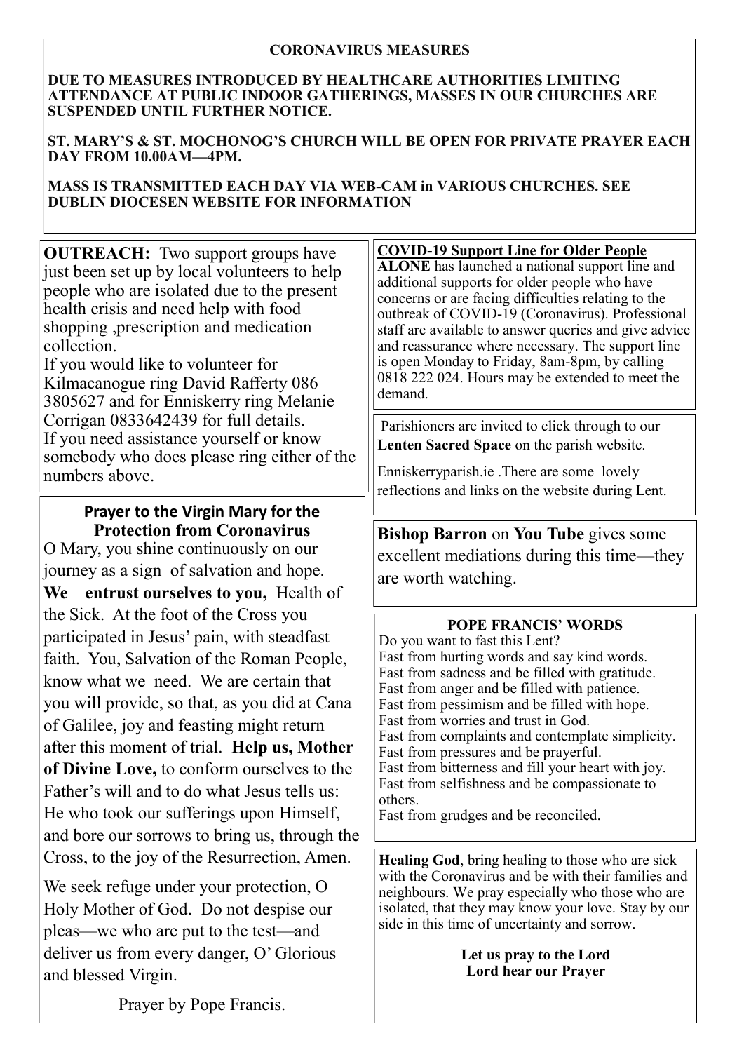## CORONAVIRUS MEASURES

**DUE TO MEASURES INTRODUCED BY HEALTHCARE AUTHORITIES LIMITING ATTENDANCE AT PUBLIC INDOOR GATHERINGS, MASSES IN OUR CHURCHES ARE SUSPENDED UNTIL FURTHER NOTICE.**

**ST. MARY'S & ST. MOCHONOG'S CHURCH WILL BE OPEN FOR PRIVATE PRAYER EACH DAY FROM 10.00AM—4PM.**

**MASS IS TRANSMITTED EACH DAY VIA WEB-CAM in VARIOUS CHURCHES. SEE DUBLIN DIOCESEN WEBSITE FOR INFORMATION**

**OUTREACH:** Two support groups have just been set up by local volunteers to help people who are isolated due to the present health crisis and need help with food shopping ,prescription and medication collection.
If you would like to volunteer for Kilmacanogue ring David Rafferty 086 3805627 and for Enniskerry ring Melanie Corrigan 0833642439 for full details.
If you need assistance yourself or know somebody who does please ring either of the numbers above.

### Prayer to the Virgin Mary for the Protection from Coronavirus

O Mary, you shine continuously on our journey as a sign of salvation and hope. **We entrust ourselves to you,** Health of the Sick. At the foot of the Cross you participated in Jesus' pain, with steadfast faith. You, Salvation of the Roman People, know what we need. We are certain that you will provide, so that, as you did at Cana of Galilee, joy and feasting might return after this moment of trial. **Help us, Mother of Divine Love,** to conform ourselves to the Father's will and to do what Jesus tells us: He who took our sufferings upon Himself, and bore our sorrows to bring us, through the Cross, to the joy of the Resurrection, Amen.

We seek refuge under your protection, O Holy Mother of God. Do not despise our pleas—we who are put to the test—and deliver us from every danger, O' Glorious and blessed Virgin.

Prayer by Pope Francis.

**COVID-19 Support Line for Older People**
**ALONE** has launched a national support line and additional supports for older people who have concerns or are facing difficulties relating to the outbreak of COVID-19 (Coronavirus). Professional staff are available to answer queries and give advice and reassurance where necessary. The support line is open Monday to Friday, 8am-8pm, by calling 0818 222 024. Hours may be extended to meet the demand.

Parishioners are invited to click through to our **Lenten Sacred Space** on the parish website.

Enniskerryparish.ie .There are some lovely reflections and links on the website during Lent.

**Bishop Barron** on **You Tube** gives some excellent mediations during this time—they are worth watching.

### POPE FRANCIS' WORDS

Do you want to fast this Lent?
Fast from hurting words and say kind words.
Fast from sadness and be filled with gratitude.
Fast from anger and be filled with patience.
Fast from pessimism and be filled with hope.
Fast from worries and trust in God.
Fast from complaints and contemplate simplicity.
Fast from pressures and be prayerful.
Fast from bitterness and fill your heart with joy.
Fast from selfishness and be compassionate to others.
Fast from grudges and be reconciled.

**Healing God**, bring healing to those who are sick with the Coronavirus and be with their families and neighbours. We pray especially who those who are isolated, that they may know your love. Stay by our side in this time of uncertainty and sorrow.

**Let us pray to the Lord**
**Lord hear our Prayer**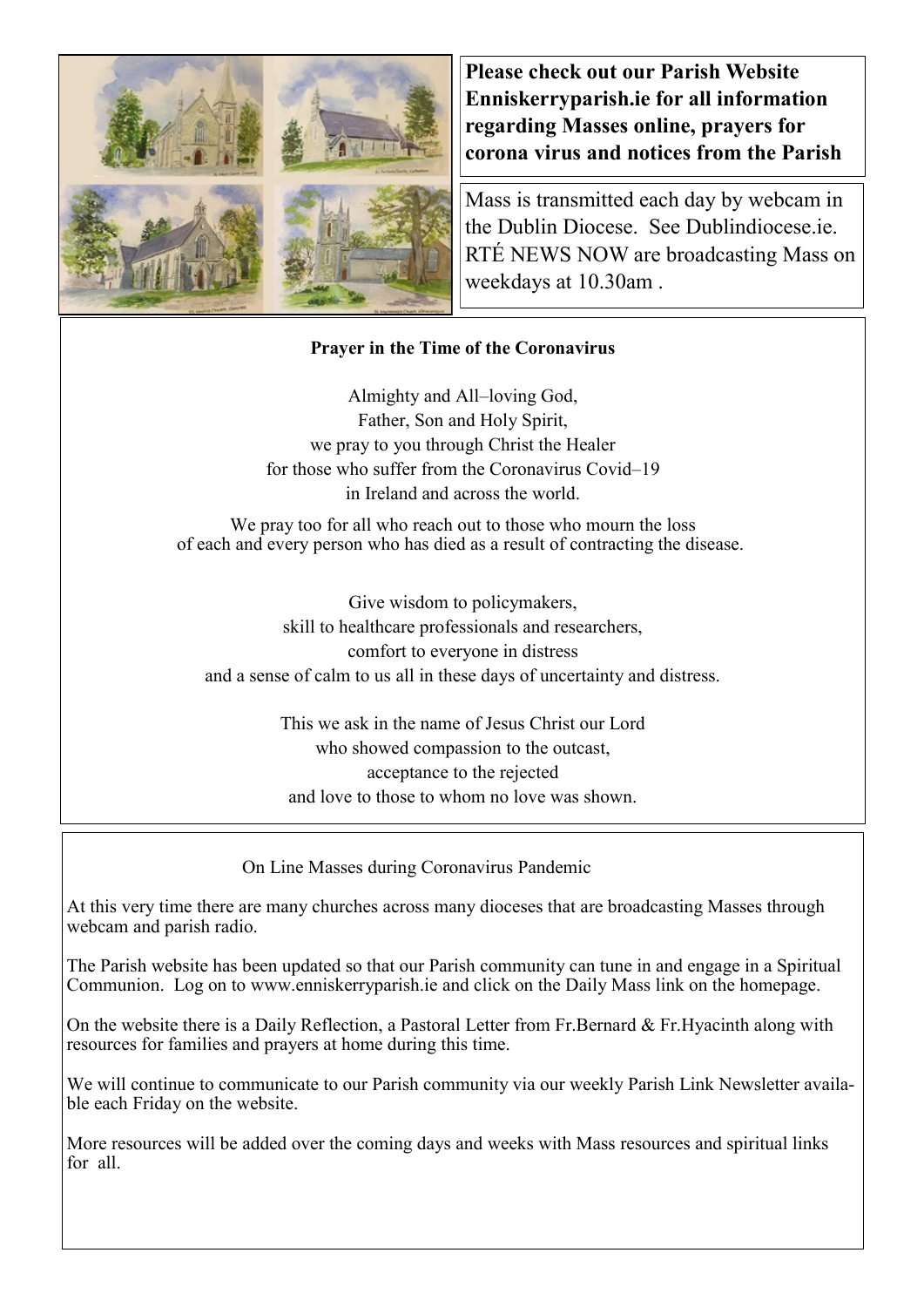**Please check out our Parish Website Enniskerryparish.ie for all information regarding Masses online, prayers for corona virus and notices from the Parish**

Mass is transmitted each day by webcam in the Dublin Diocese. See Dublindiocese.ie. RTÉ NEWS NOW are broadcasting Mass on weekdays at 10.30am .

**Prayer in the Time of the Coronavirus**

Almighty and All–loving God,
Father, Son and Holy Spirit,
we pray to you through Christ the Healer
for those who suffer from the Coronavirus Covid–19
in Ireland and across the world.

We pray too for all who reach out to those who mourn the loss
of each and every person who has died as a result of contracting the disease.

Give wisdom to policymakers,
skill to healthcare professionals and researchers,
comfort to everyone in distress
and a sense of calm to us all in these days of uncertainty and distress.

This we ask in the name of Jesus Christ our Lord
who showed compassion to the outcast,
acceptance to the rejected
and love to those to whom no love was shown.

On Line Masses during Coronavirus Pandemic

At this very time there are many churches across many dioceses that are broadcasting Masses through webcam and parish radio.

The Parish website has been updated so that our Parish community can tune in and engage in a Spiritual Communion. Log on to www.enniskerryparish.ie and click on the Daily Mass link on the homepage.

On the website there is a Daily Reflection, a Pastoral Letter from Fr.Bernard & Fr.Hyacinth along with resources for families and prayers at home during this time.

We will continue to communicate to our Parish community via our weekly Parish Link Newsletter available each Friday on the website.

More resources will be added over the coming days and weeks with Mass resources and spiritual links for all.